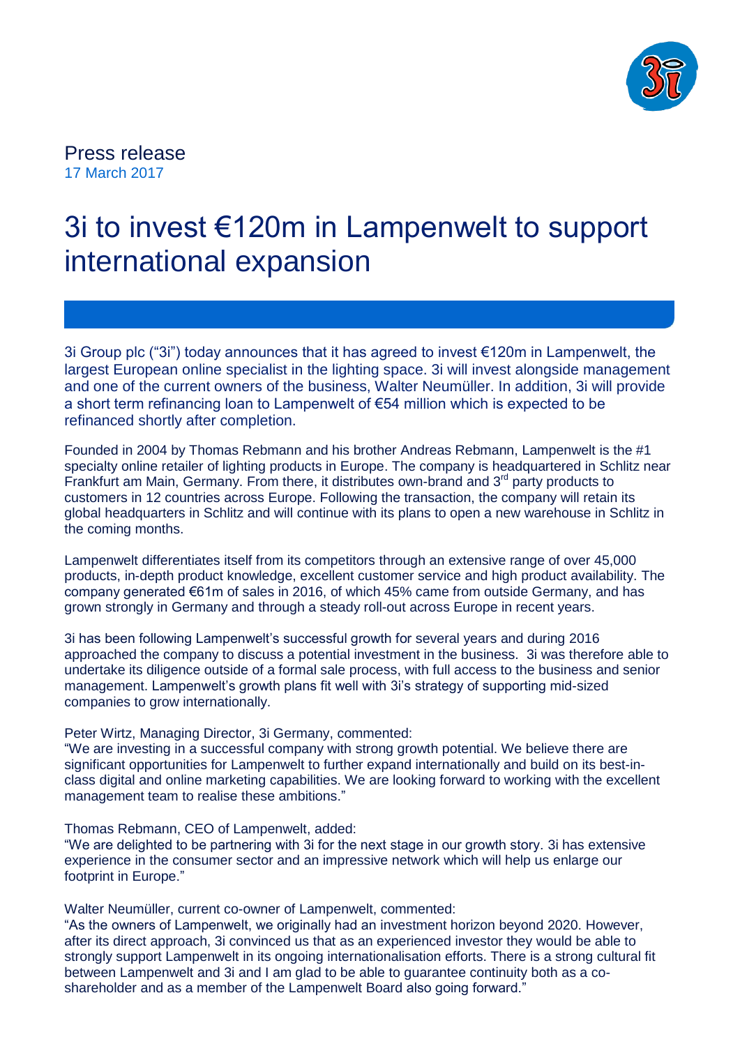Press release
17 March 2017

# 3i to invest €120m in Lampenwelt to support international expansion

3i Group plc ("3i") today announces that it has agreed to invest €120m in Lampenwelt, the largest European online specialist in the lighting space. 3i will invest alongside management and one of the current owners of the business, Walter Neumüller. In addition, 3i will provide a short term refinancing loan to Lampenwelt of €54 million which is expected to be refinanced shortly after completion.

Founded in 2004 by Thomas Rebmann and his brother Andreas Rebmann, Lampenwelt is the #1 specialty online retailer of lighting products in Europe. The company is headquartered in Schlitz near Frankfurt am Main, Germany. From there, it distributes own-brand and 3rd party products to customers in 12 countries across Europe. Following the transaction, the company will retain its global headquarters in Schlitz and will continue with its plans to open a new warehouse in Schlitz in the coming months.

Lampenwelt differentiates itself from its competitors through an extensive range of over 45,000 products, in-depth product knowledge, excellent customer service and high product availability. The company generated €61m of sales in 2016, of which 45% came from outside Germany, and has grown strongly in Germany and through a steady roll-out across Europe in recent years.

3i has been following Lampenwelt's successful growth for several years and during 2016 approached the company to discuss a potential investment in the business. 3i was therefore able to undertake its diligence outside of a formal sale process, with full access to the business and senior management. Lampenwelt's growth plans fit well with 3i's strategy of supporting mid-sized companies to grow internationally.

Peter Wirtz, Managing Director, 3i Germany, commented:
"We are investing in a successful company with strong growth potential. We believe there are significant opportunities for Lampenwelt to further expand internationally and build on its best-in-class digital and online marketing capabilities. We are looking forward to working with the excellent management team to realise these ambitions."

Thomas Rebmann, CEO of Lampenwelt, added:
"We are delighted to be partnering with 3i for the next stage in our growth story. 3i has extensive experience in the consumer sector and an impressive network which will help us enlarge our footprint in Europe."

Walter Neumüller, current co-owner of Lampenwelt, commented:
"As the owners of Lampenwelt, we originally had an investment horizon beyond 2020. However, after its direct approach, 3i convinced us that as an experienced investor they would be able to strongly support Lampenwelt in its ongoing internationalisation efforts. There is a strong cultural fit between Lampenwelt and 3i and I am glad to be able to guarantee continuity both as a co-shareholder and as a member of the Lampenwelt Board also going forward."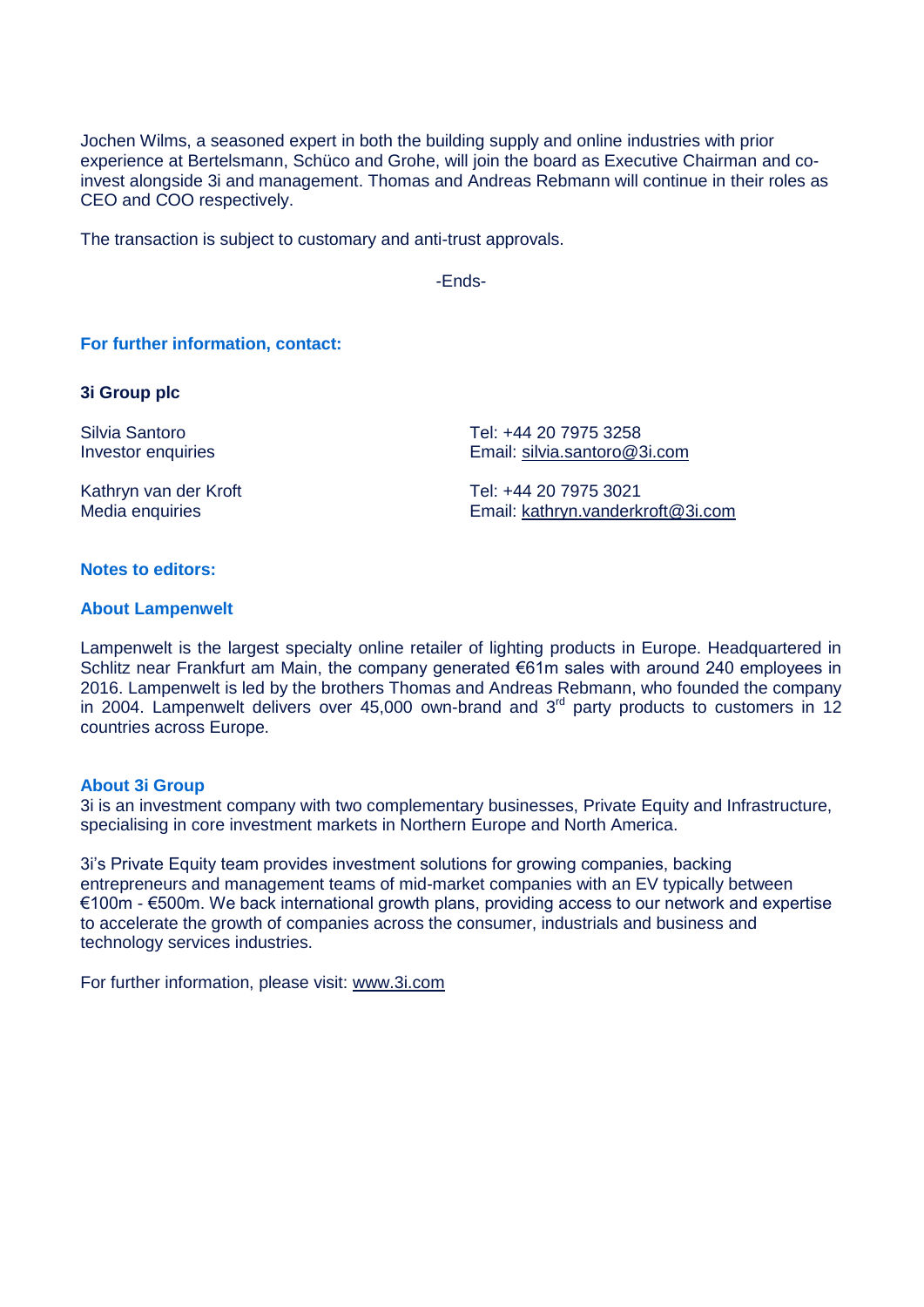Jochen Wilms, a seasoned expert in both the building supply and online industries with prior experience at Bertelsmann, Schüco and Grohe, will join the board as Executive Chairman and co-invest alongside 3i and management. Thomas and Andreas Rebmann will continue in their roles as CEO and COO respectively.

The transaction is subject to customary and anti-trust approvals.

-Ends-

### For further information, contact:

**3i Group plc**

| | |
|---|---|
| Silvia Santoro<br>Investor enquiries | Tel: +44 20 7975 3258<br>Email: silvia.santoro@3i.com |
| Kathryn van der Kroft<br>Media enquiries | Tel: +44 20 7975 3021<br>Email: kathryn.vanderkroft@3i.com |

### Notes to editors:

### About Lampenwelt

Lampenwelt is the largest specialty online retailer of lighting products in Europe. Headquartered in Schlitz near Frankfurt am Main, the company generated €61m sales with around 240 employees in 2016. Lampenwelt is led by the brothers Thomas and Andreas Rebmann, who founded the company in 2004. Lampenwelt delivers over 45,000 own-brand and 3rd party products to customers in 12 countries across Europe.

### About 3i Group

3i is an investment company with two complementary businesses, Private Equity and Infrastructure, specialising in core investment markets in Northern Europe and North America.

3i's Private Equity team provides investment solutions for growing companies, backing entrepreneurs and management teams of mid-market companies with an EV typically between €100m - €500m. We back international growth plans, providing access to our network and expertise to accelerate the growth of companies across the consumer, industrials and business and technology services industries.

For further information, please visit: www.3i.com